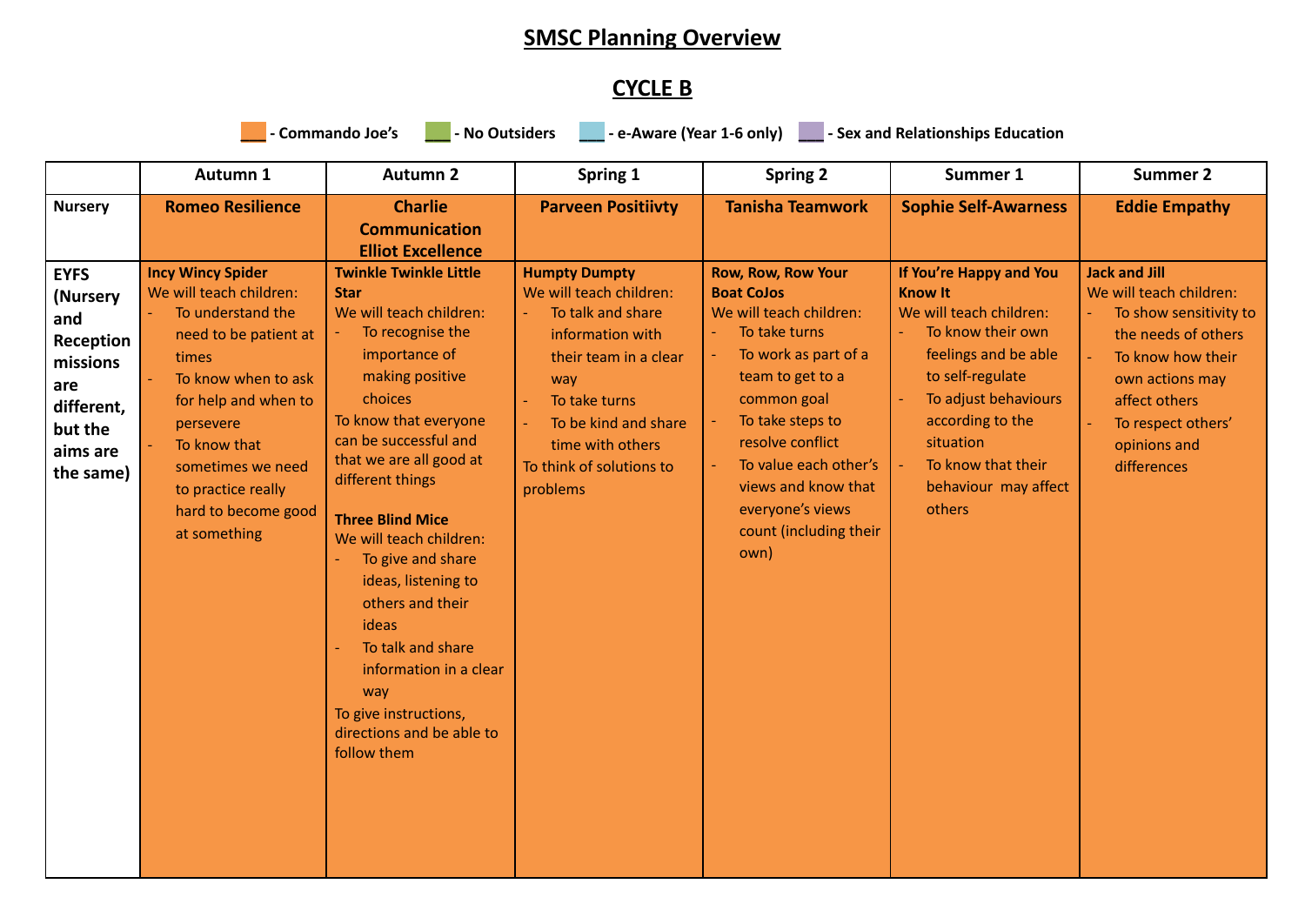# SMSC Planning Overview

## CYCLE B

___ - Commando Joe's ___ - No Outsiders ___ - e-Aware (Year 1-6 only) ___ - Sex and Relationships Education

| | Autumn 1 | Autumn 2 | Spring 1 | Spring 2 | Summer 1 | Summer 2 |
|---|---|---|---|---|---|---|
| Nursery | **Romeo Resilience** | **Charlie Communication Elliot Excellence** | **Parveen Positiivty** | **Tanisha Teamwork** | **Sophie Self-Awarness** | **Eddie Empathy** |
| **EYFS (Nursery and Reception missions are different, but the aims are the same)** | **Incy Wincy Spider**<br>We will teach children:<br>- To understand the need to be patient at times<br>- To know when to ask for help and when to persevere<br>- To know that sometimes we need to practice really hard to become good at something | **Twinkle Twinkle Little Star**<br>We will teach children:<br>- To recognise the importance of making positive choices<br>To know that everyone can be successful and that we are all good at different things<br><br>**Three Blind Mice**<br>We will teach children:<br>- To give and share ideas, listening to others and their ideas<br>- To talk and share information in a clear way<br>To give instructions, directions and be able to follow them | **Humpty Dumpty**<br>We will teach children:<br>- To talk and share information with their team in a clear way<br>- To take turns<br>- To be kind and share time with others<br>To think of solutions to problems | **Row, Row, Row Your Boat CoJos**<br>We will teach children:<br>- To take turns<br>- To work as part of a team to get to a common goal<br>- To take steps to resolve conflict<br>- To value each other's views and know that everyone's views count (including their own) | **If You're Happy and You Know It**<br>We will teach children:<br>- To know their own feelings and be able to self-regulate<br>- To adjust behaviours according to the situation<br>- To know that their behaviour may affect others | **Jack and Jill**<br>We will teach children:<br>- To show sensitivity to the needs of others<br>- To know how their own actions may affect others<br>- To respect others' opinions and differences |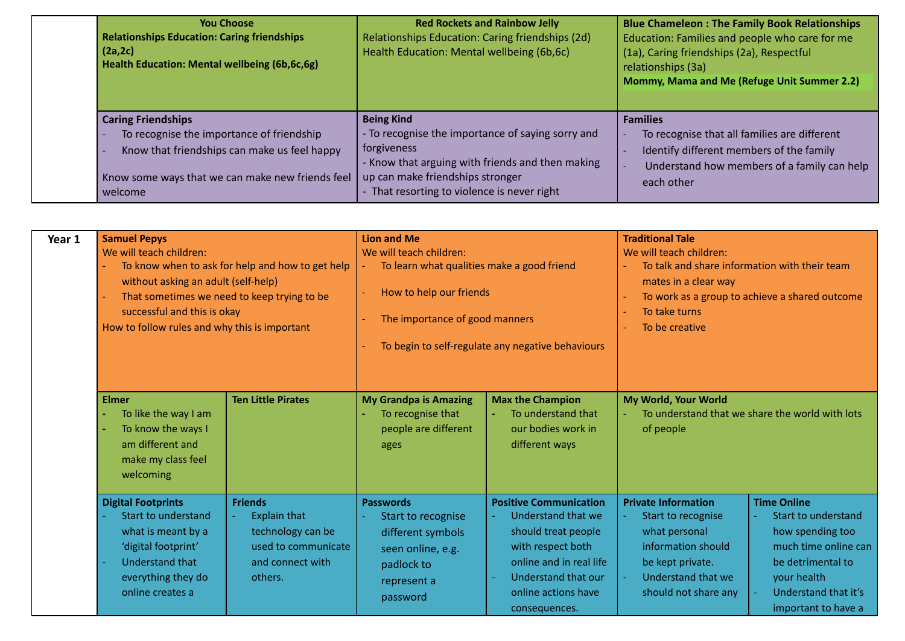| | | | | | | |
|---|---|---|---|---|---|---|
| | **You Choose**<br>**Relationships Education: Caring friendships (2a,2c)**<br>**Health Education: Mental wellbeing (6b,6c,6g)** | | **Red Rockets and Rainbow Jelly**<br>Relationships Education: Caring friendships (2d)<br>Health Education: Mental wellbeing (6b,6c) | | **Blue Chameleon : The Family Book Relationships**<br>Education: Families and people who care for me (1a), Caring friendships (2a), Respectful relationships (3a)<br>**Mommy, Mama and Me (Refuge Unit Summer 2.2)** | |
| | **Caring Friendships**<br>- To recognise the importance of friendship<br>- Know that friendships can make us feel happy<br><br>Know some ways that we can make new friends feel welcome | | **Being Kind**<br>- To recognise the importance of saying sorry and forgiveness<br>- Know that arguing with friends and then making up can make friendships stronger<br>- That resorting to violence is never right | | **Families**<br>- To recognise that all families are different<br>- Identify different members of the family<br>- Understand how members of a family can help each other | |

| | | | | | | |
|---|---|---|---|---|---|---|
| **Year 1** | **Samuel Pepys**<br>We will teach children:<br>- To know when to ask for help and how to get help without asking an adult (self-help)<br>- That sometimes we need to keep trying to be successful and this is okay<br>How to follow rules and why this is important | | **Lion and Me**<br>We will teach children:<br>- To learn what qualities make a good friend<br>- How to help our friends<br>- The importance of good manners<br>- To begin to self-regulate any negative behaviours | | **Traditional Tale**<br>We will teach children:<br>- To talk and share information with their team mates in a clear way<br>- To work as a group to achieve a shared outcome<br>- To take turns<br>- To be creative | |
| | **Elmer**<br>- To like the way I am<br>- To know the ways I am different and make my class feel welcoming | **Ten Little Pirates** | **My Grandpa is Amazing**<br>- To recognise that people are different ages | **Max the Champion**<br>- To understand that our bodies work in different ways | **My World, Your World**<br>- To understand that we share the world with lots of people | |
| | **Digital Footprints**<br>- Start to understand what is meant by a 'digital footprint'<br>- Understand that everything they do online creates a | **Friends**<br>- Explain that technology can be used to communicate and connect with others. | **Passwords**<br>- Start to recognise different symbols seen online, e.g. padlock to represent a password | **Positive Communication**<br>- Understand that we should treat people with respect both online and in real life<br>- Understand that our online actions have consequences. | **Private Information**<br>- Start to recognise what personal information should be kept private.<br>- Understand that we should not share any | **Time Online**<br>- Start to understand how spending too much time online can be detrimental to your health<br>- Understand that it's important to have a |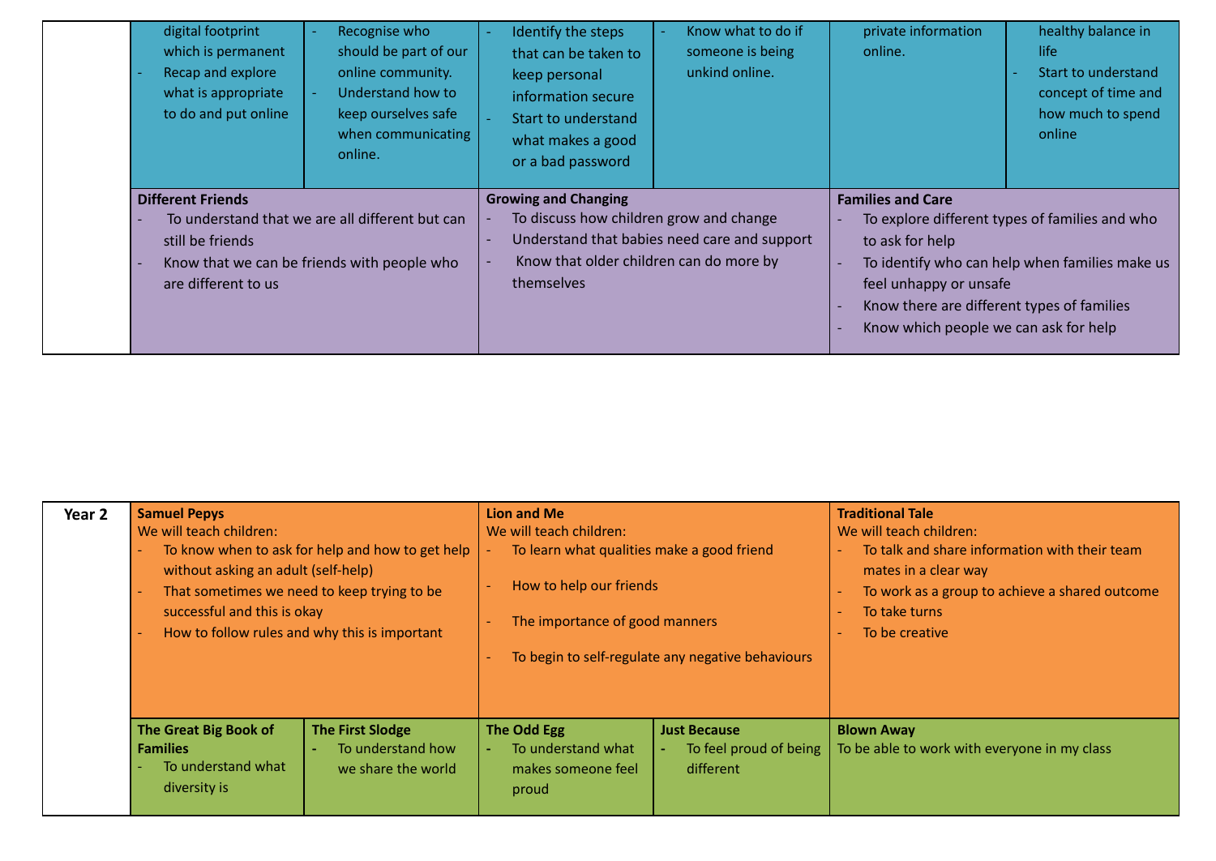| | | | | | | |
|---|---|---|---|---|---|---|
| | - digital footprint which is permanent<br>- Recap and explore what is appropriate to do and put online | - Recognise who should be part of our online community.<br>- Understand how to keep ourselves safe when communicating online. | - Identify the steps that can be taken to keep personal information secure<br>- Start to understand what makes a good or a bad password | - Know what to do if someone is being unkind online. | private information online. | healthy balance in life<br>- Start to understand concept of time and how much to spend online |
| | **Different Friends**<br>- To understand that we are all different but can still be friends<br>- Know that we can be friends with people who are different to us | | **Growing and Changing**<br>- To discuss how children grow and change<br>- Understand that babies need care and support<br>- Know that older children can do more by themselves | | **Families and Care**<br>- To explore different types of families and who to ask for help<br>- To identify who can help when families make us feel unhappy or unsafe<br>- Know there are different types of families<br>- Know which people we can ask for help | |

| | | | | | | |
|---|---|---|---|---|---|---|
| **Year 2** | **Samuel Pepys**<br>We will teach children:<br>- To know when to ask for help and how to get help without asking an adult (self-help)<br>- That sometimes we need to keep trying to be successful and this is okay<br>- How to follow rules and why this is important | | **Lion and Me**<br>We will teach children:<br>- To learn what qualities make a good friend<br>- How to help our friends<br>- The importance of good manners<br>- To begin to self-regulate any negative behaviours | | **Traditional Tale**<br>We will teach children:<br>- To talk and share information with their team mates in a clear way<br>- To work as a group to achieve a shared outcome<br>- To take turns<br>- To be creative | |
| | **The Great Big Book of Families**<br>- To understand what diversity is | **The First Slodge**<br>- To understand how we share the world | **The Odd Egg**<br>- To understand what makes someone feel proud | **Just Because**<br>- To feel proud of being different | **Blown Away**<br>To be able to work with everyone in my class | |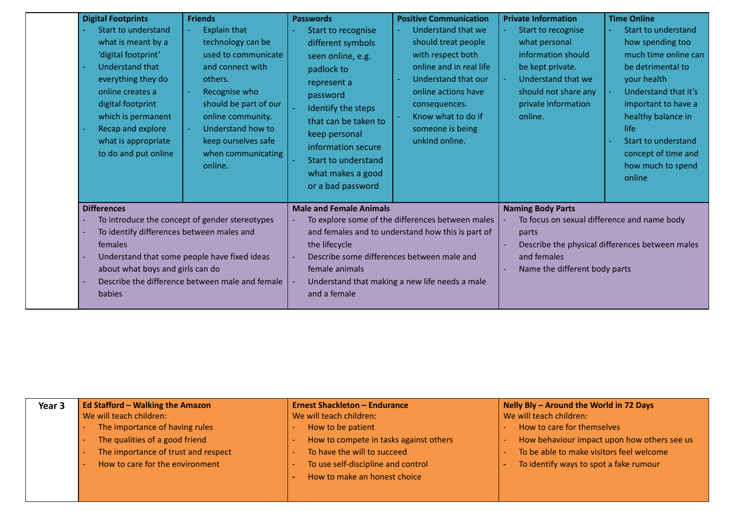| | Digital Footprints | Friends | Passwords | Positive Communication | Private Information | Time Online |
|---|---|---|---|---|---|---|
| | - Start to understand what is meant by a 'digital footprint'<br>- Understand that everything they do online creates a digital footprint which is permanent<br>- Recap and explore what is appropriate to do and put online | - Explain that technology can be used to communicate and connect with others.<br>- Recognise who should be part of our online community.<br>- Understand how to keep ourselves safe when communicating online. | - Start to recognise different symbols seen online, e.g. padlock to represent a password<br>- Identify the steps that can be taken to keep personal information secure<br>- Start to understand what makes a good or a bad password | - Understand that we should treat people with respect both online and in real life<br>- Understand that our online actions have consequences.<br>- Know what to do if someone is being unkind online. | - Start to recognise what personal information should be kept private.<br>- Understand that we should not share any private information online. | - Start to understand how spending too much time online can be detrimental to your health<br>- Understand that it's important to have a healthy balance in life<br>- Start to understand concept of time and how much to spend online |
| | **Differences**<br>- To introduce the concept of gender stereotypes<br>- To identify differences between males and females<br>- Understand that some people have fixed ideas about what boys and girls can do<br>- Describe the difference between male and female babies | | **Male and Female Animals**<br>- To explore some of the differences between males and females and to understand how this is part of the lifecycle<br>- Describe some differences between male and female animals<br>- Understand that making a new life needs a male and a female | | **Naming Body Parts**<br>- To focus on sexual difference and name body parts<br>- Describe the physical differences between males and females<br>- Name the different body parts | |

| | | | |
|---|---|---|---|
| **Year 3** | **Ed Stafford – Walking the Amazon**<br>We will teach children:<br>- The importance of having rules<br>- The qualities of a good friend<br>- The importance of trust and respect<br>- How to care for the environment | **Ernest Shackleton – Endurance**<br>We will teach children:<br>- How to be patient<br>- How to compete in tasks against others<br>- To have the will to succeed<br>- To use self-discipline and control<br>- How to make an honest choice | **Nelly Bly – Around the World in 72 Days**<br>We will teach children:<br>- How to care for themselves<br>- How behaviour impact upon how others see us<br>- To be able to make visitors feel welcome<br>- To identify ways to spot a fake rumour |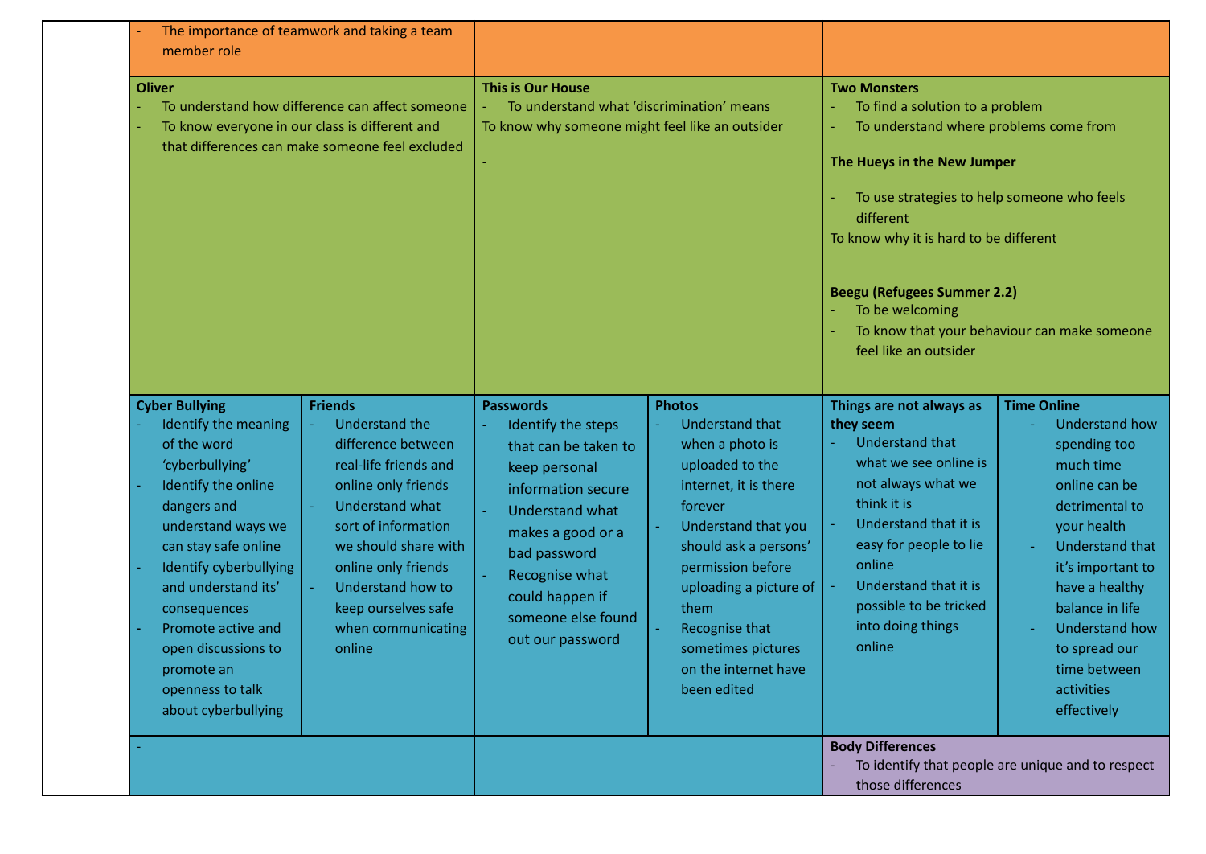| | | | | | | |
|---|---|---|---|---|---|---|
| | - The importance of teamwork and taking a team member role | | | | | |
| | **Oliver**<br>- To understand how difference can affect someone<br>- To know everyone in our class is different and that differences can make someone feel excluded | | **This is Our House**<br>- To understand what 'discrimination' means<br>To know why someone might feel like an outsider<br>- | | **Two Monsters**<br>- To find a solution to a problem<br>- To understand where problems come from<br>**The Hueys in the New Jumper**<br>- To use strategies to help someone who feels different<br>To know why it is hard to be different<br>**Beegu (Refugees Summer 2.2)**<br>- To be welcoming<br>- To know that your behaviour can make someone feel like an outsider | |
| | **Cyber Bullying**<br>- Identify the meaning of the word 'cyberbullying'<br>- Identify the online dangers and understand ways we can stay safe online<br>- Identify cyberbullying and understand its' consequences<br>- Promote active and open discussions to promote an openness to talk about cyberbullying | **Friends**<br>- Understand the difference between real-life friends and online only friends<br>- Understand what sort of information we should share with online only friends<br>- Understand how to keep ourselves safe when communicating online | **Passwords**<br>- Identify the steps that can be taken to keep personal information secure<br>- Understand what makes a good or a bad password<br>- Recognise what could happen if someone else found out our password | **Photos**<br>- Understand that when a photo is uploaded to the internet, it is there forever<br>- Understand that you should ask a persons' permission before uploading a picture of them<br>- Recognise that sometimes pictures on the internet have been edited | **Things are not always as they seem**<br>- Understand that what we see online is not always what we think it is<br>- Understand that it is easy for people to lie online<br>- Understand that it is possible to be tricked into doing things online | **Time Online**<br>- Understand how spending too much time online can be detrimental to your health<br>- Understand that it's important to have a healthy balance in life<br>- Understand how to spread our time between activities effectively |
| | - | | | | **Body Differences**<br>- To identify that people are unique and to respect those differences | |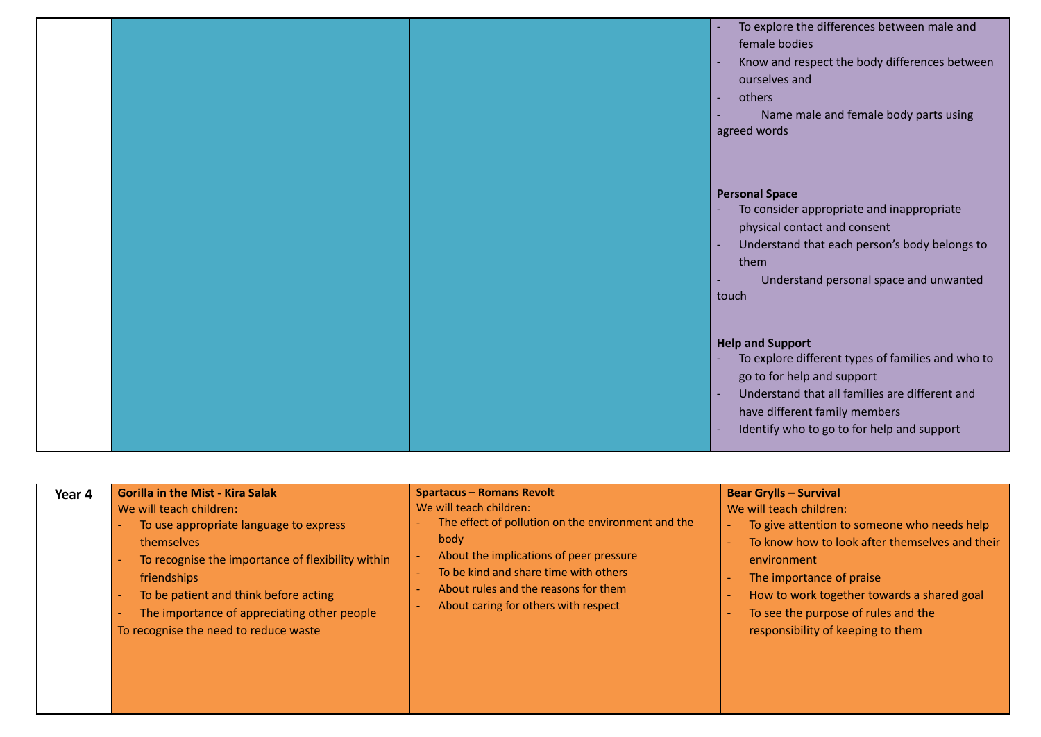|  |  |  | - To explore the differences between male and female bodies<br>- Know and respect the body differences between ourselves and<br>- others<br>- Name male and female body parts using agreed words<br><br>**Personal Space**<br>- To consider appropriate and inappropriate physical contact and consent<br>- Understand that each person's body belongs to them<br>- Understand personal space and unwanted touch<br><br>**Help and Support**<br>- To explore different types of families and who to go to for help and support<br>- Understand that all families are different and have different family members<br>- Identify who to go to for help and support |
|---|---|---|---|

| **Year 4** | **Gorilla in the Mist - Kira Salak**<br>We will teach children:<br>- To use appropriate language to express themselves<br>- To recognise the importance of flexibility within friendships<br>- To be patient and think before acting<br>- The importance of appreciating other people<br>To recognise the need to reduce waste | **Spartacus – Romans Revolt**<br>We will teach children:<br>- The effect of pollution on the environment and the body<br>- About the implications of peer pressure<br>- To be kind and share time with others<br>- About rules and the reasons for them<br>- About caring for others with respect | **Bear Grylls – Survival**<br>We will teach children:<br>- To give attention to someone who needs help<br>- To know how to look after themselves and their environment<br>- The importance of praise<br>- How to work together towards a shared goal<br>- To see the purpose of rules and the responsibility of keeping to them |
|---|---|---|---|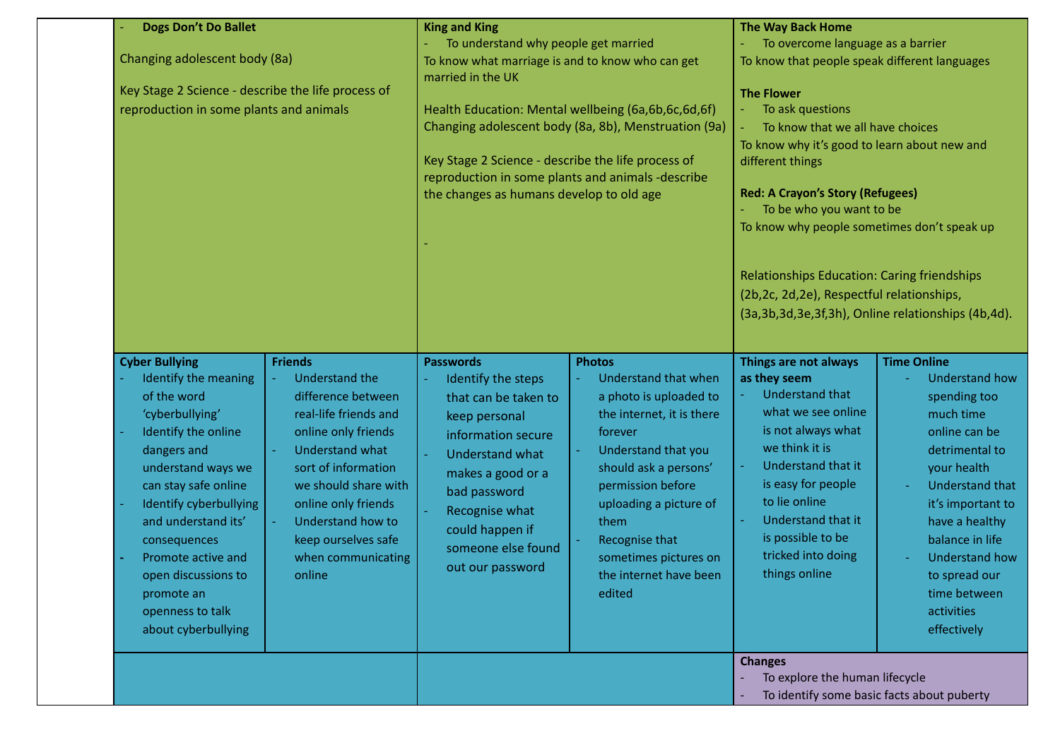| | | | | | | |
|---|---|---|---|---|---|---|
| | - **Dogs Don't Do Ballet**<br><br>Changing adolescent body (8a)<br><br>Key Stage 2 Science - describe the life process of reproduction in some plants and animals | | **King and King**<br>- To understand why people get married<br>To know what marriage is and to know who can get married in the UK<br><br>Health Education: Mental wellbeing (6a,6b,6c,6d,6f) Changing adolescent body (8a, 8b), Menstruation (9a)<br><br>Key Stage 2 Science - describe the life process of reproduction in some plants and animals -describe the changes as humans develop to old age<br><br>- | | **The Way Back Home**<br>- To overcome language as a barrier<br>To know that people speak different languages<br><br>**The Flower**<br>- To ask questions<br>- To know that we all have choices<br>To know why it's good to learn about new and different things<br><br>**Red: A Crayon's Story (Refugees)**<br>- To be who you want to be<br>To know why people sometimes don't speak up<br><br>Relationships Education: Caring friendships (2b,2c, 2d,2e), Respectful relationships, (3a,3b,3d,3e,3f,3h), Online relationships (4b,4d). | |
| | **Cyber Bullying**<br>- Identify the meaning of the word 'cyberbullying'<br>- Identify the online dangers and understand ways we can stay safe online<br>- Identify cyberbullying and understand its' consequences<br>- Promote active and open discussions to promote an openness to talk about cyberbullying | **Friends**<br>- Understand the difference between real-life friends and online only friends<br>- Understand what sort of information we should share with online only friends<br>- Understand how to keep ourselves safe when communicating online | **Passwords**<br>- Identify the steps that can be taken to keep personal information secure<br>- Understand what makes a good or a bad password<br>- Recognise what could happen if someone else found out our password | **Photos**<br>- Understand that when a photo is uploaded to the internet, it is there forever<br>- Understand that you should ask a persons' permission before uploading a picture of them<br>- Recognise that sometimes pictures on the internet have been edited | **Things are not always as they seem**<br>- Understand that what we see online is not always what we think it is<br>- Understand that it is easy for people to lie online<br>- Understand that it is possible to be tricked into doing things online | **Time Online**<br>- Understand how spending too much time online can be detrimental to your health<br>- Understand that it's important to have a healthy balance in life<br>- Understand how to spread our time between activities effectively |
| | | | | | **Changes**<br>- To explore the human lifecycle<br>- To identify some basic facts about puberty | |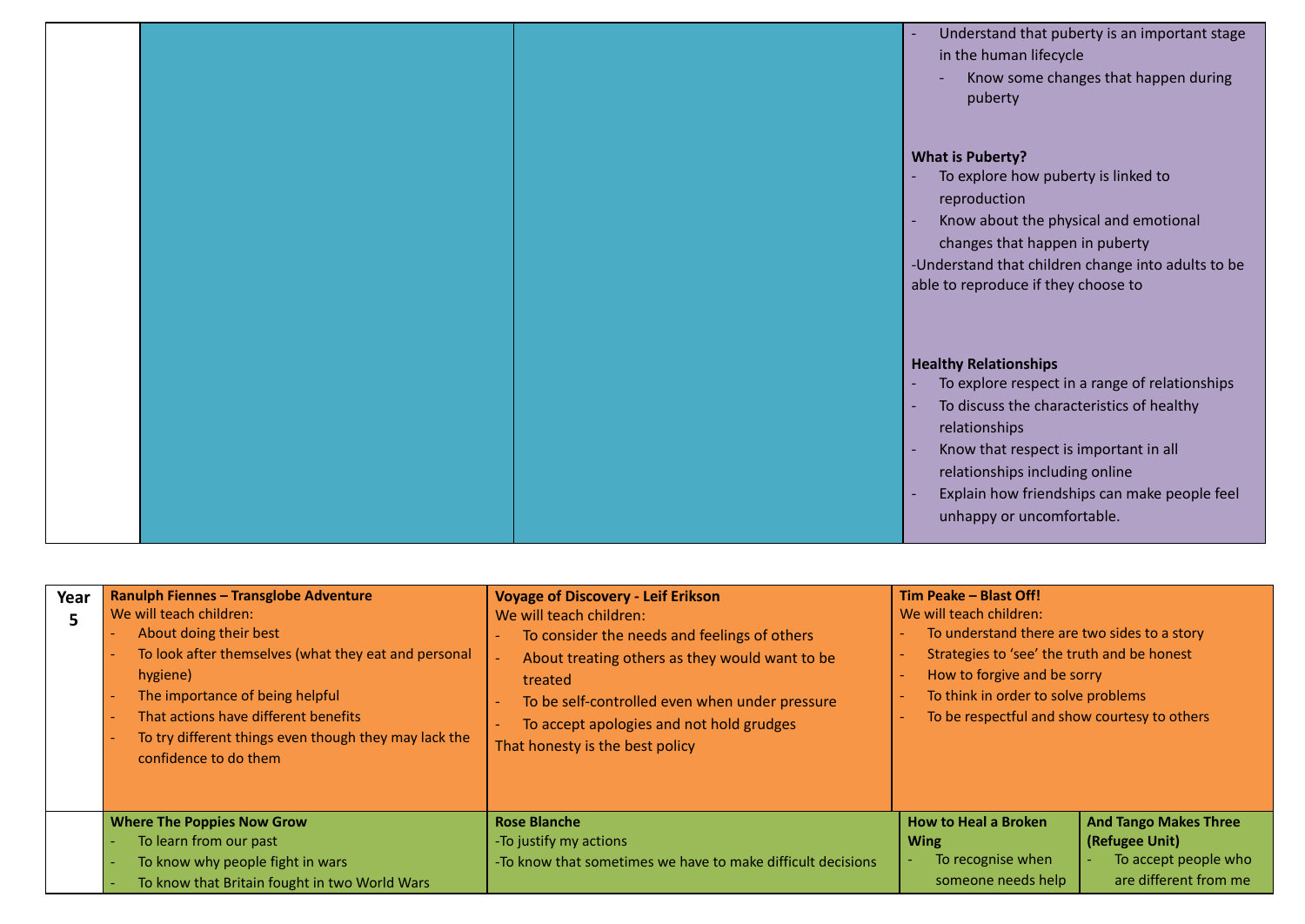| | | | |
|---|---|---|---|
| | | | - Understand that puberty is an important stage in the human lifecycle<br>- Know some changes that happen during puberty<br><br>**What is Puberty?**<br>- To explore how puberty is linked to reproduction<br>- Know about the physical and emotional changes that happen in puberty<br>-Understand that children change into adults to be able to reproduce if they choose to<br><br>**Healthy Relationships**<br>- To explore respect in a range of relationships<br>- To discuss the characteristics of healthy relationships<br>- Know that respect is important in all relationships including online<br>- Explain how friendships can make people feel unhappy or uncomfortable. |

| | | | | |
|---|---|---|---|---|
| **Year 5** | **Ranulph Fiennes – Transglobe Adventure**<br>We will teach children:<br>- About doing their best<br>- To look after themselves (what they eat and personal hygiene)<br>- The importance of being helpful<br>- That actions have different benefits<br>- To try different things even though they may lack the confidence to do them | **Voyage of Discovery - Leif Erikson**<br>We will teach children:<br>- To consider the needs and feelings of others<br>- About treating others as they would want to be treated<br>- To be self-controlled even when under pressure<br>- To accept apologies and not hold grudges<br>That honesty is the best policy | **Tim Peake – Blast Off!**<br>We will teach children:<br>- To understand there are two sides to a story<br>- Strategies to 'see' the truth and be honest<br>- How to forgive and be sorry<br>- To think in order to solve problems<br>- To be respectful and show courtesy to others | |
| | **Where The Poppies Now Grow**<br>- To learn from our past<br>- To know why people fight in wars<br>- To know that Britain fought in two World Wars | **Rose Blanche**<br>-To justify my actions<br>-To know that sometimes we have to make difficult decisions | **How to Heal a Broken Wing**<br>- To recognise when someone needs help | **And Tango Makes Three (Refugee Unit)**<br>- To accept people who are different from me |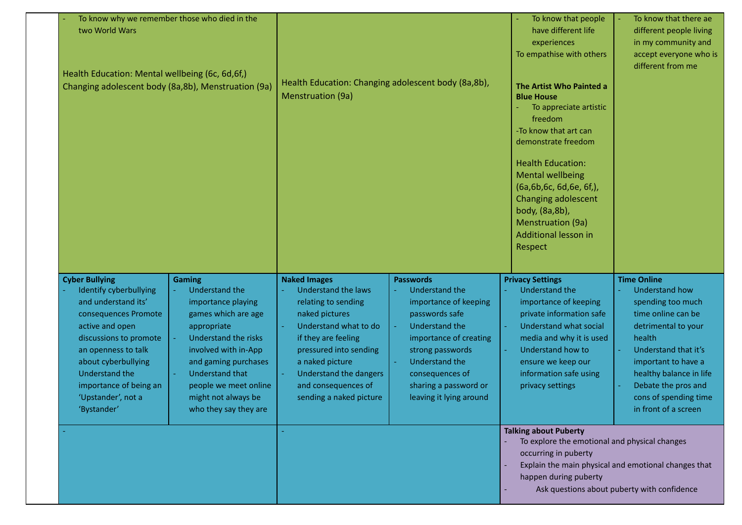| | | | | | |
|---|---|---|---|---|---|
| - To know why we remember those who died in the two World Wars<br><br>Health Education: Mental wellbeing (6c, 6d,6f,) Changing adolescent body (8a,8b), Menstruation (9a) | | Health Education: Changing adolescent body (8a,8b), Menstruation (9a) | | - To know that people have different life experiences<br>To empathise with others<br><br>**The Artist Who Painted a Blue House**<br>- To appreciate artistic freedom<br>-To know that art can demonstrate freedom<br><br>Health Education: Mental wellbeing (6a,6b,6c, 6d,6e, 6f,), Changing adolescent body, (8a,8b), Menstruation (9a) Additional lesson in Respect | - To know that there ae different people living in my community and accept everyone who is different from me |
| **Cyber Bullying**<br>- Identify cyberbullying and understand its' consequences Promote active and open discussions to promote an openness to talk about cyberbullying Understand the importance of being an 'Upstander', not a 'Bystander' | **Gaming**<br>- Understand the importance playing games which are age appropriate<br>- Understand the risks involved with in-App and gaming purchases<br>- Understand that people we meet online might not always be who they say they are | **Naked Images**<br>- Understand the laws relating to sending naked pictures<br>- Understand what to do if they are feeling pressured into sending a naked picture<br>- Understand the dangers and consequences of sending a naked picture | **Passwords**<br>- Understand the importance of keeping passwords safe<br>- Understand the importance of creating strong passwords<br>- Understand the consequences of sharing a password or leaving it lying around | **Privacy Settings**<br>- Understand the importance of keeping private information safe<br>- Understand what social media and why it is used<br>- Understand how to ensure we keep our information safe using privacy settings | **Time Online**<br>- Understand how spending too much time online can be detrimental to your health<br>- Understand that it's important to have a healthy balance in life<br>- Debate the pros and cons of spending time in front of a screen |
| - | | - | | **Talking about Puberty**<br>- To explore the emotional and physical changes occurring in puberty<br>- Explain the main physical and emotional changes that happen during puberty<br>- Ask questions about puberty with confidence | |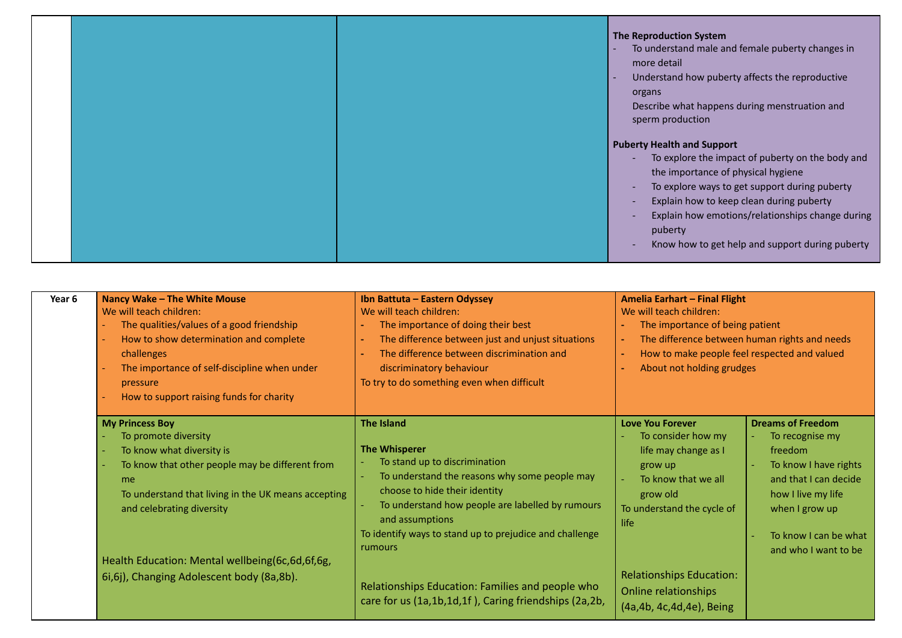| | | | |
|---|---|---|---|
| | | | **The Reproduction System**<br>- To understand male and female puberty changes in more detail<br>- Understand how puberty affects the reproductive organs<br>Describe what happens during menstruation and sperm production<br><br>**Puberty Health and Support**<br>- To explore the impact of puberty on the body and the importance of physical hygiene<br>- To explore ways to get support during puberty<br>- Explain how to keep clean during puberty<br>- Explain how emotions/relationships change during puberty<br>- Know how to get help and support during puberty |

| | | | | |
|---|---|---|---|---|
| **Year 6** | **Nancy Wake – The White Mouse**<br>We will teach children:<br>- The qualities/values of a good friendship<br>- How to show determination and complete challenges<br>- The importance of self-discipline when under pressure<br>- How to support raising funds for charity | **Ibn Battuta – Eastern Odyssey**<br>We will teach children:<br>- The importance of doing their best<br>- The difference between just and unjust situations<br>- The difference between discrimination and discriminatory behaviour<br>To try to do something even when difficult | **Amelia Earhart – Final Flight**<br>We will teach children:<br>- The importance of being patient<br>- The difference between human rights and needs<br>- How to make people feel respected and valued<br>- About not holding grudges | |
| | **My Princess Boy**<br>- To promote diversity<br>- To know what diversity is<br>- To know that other people may be different from me<br>To understand that living in the UK means accepting and celebrating diversity<br><br>Health Education: Mental wellbeing(6c,6d,6f,6g, 6i,6j), Changing Adolescent body (8a,8b). | **The Island**<br><br>**The Whisperer**<br>- To stand up to discrimination<br>- To understand the reasons why some people may choose to hide their identity<br>- To understand how people are labelled by rumours and assumptions<br>To identify ways to stand up to prejudice and challenge rumours<br><br>Relationships Education: Families and people who care for us (1a,1b,1d,1f ), Caring friendships (2a,2b, | **Love You Forever**<br>- To consider how my life may change as I grow up<br>- To know that we all grow old<br>To understand the cycle of life<br><br>Relationships Education: Online relationships (4a,4b, 4c,4d,4e), Being | **Dreams of Freedom**<br>- To recognise my freedom<br>- To know I have rights and that I can decide how I live my life when I grow up<br>- To know I can be what and who I want to be |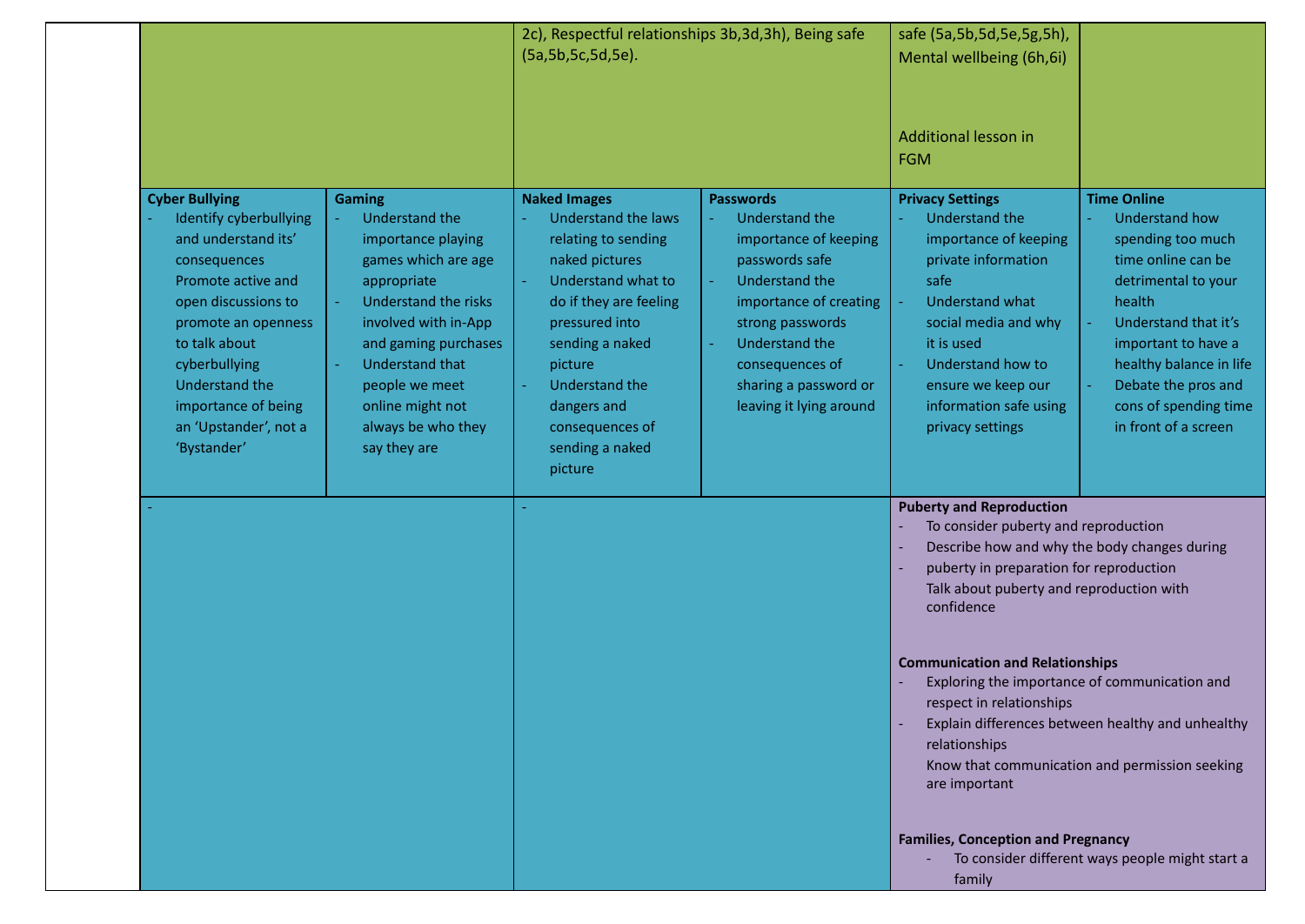| | | | | | | |
|---|---|---|---|---|---|---|
| | | | 2c), Respectful relationships 3b,3d,3h), Being safe (5a,5b,5c,5d,5e). | | safe (5a,5b,5d,5e,5g,5h), Mental wellbeing (6h,6i)<br><br>Additional lesson in FGM | |
| | **Cyber Bullying**<br>- Identify cyberbullying and understand its' consequences<br>Promote active and open discussions to promote an openness to talk about cyberbullying<br>Understand the importance of being an 'Upstander', not a 'Bystander' | **Gaming**<br>- Understand the importance playing games which are age appropriate<br>- Understand the risks involved with in-App and gaming purchases<br>- Understand that people we meet online might not always be who they say they are | **Naked Images**<br>- Understand the laws relating to sending naked pictures<br>- Understand what to do if they are feeling pressured into sending a naked picture<br>- Understand the dangers and consequences of sending a naked picture | **Passwords**<br>- Understand the importance of keeping passwords safe<br>- Understand the importance of creating strong passwords<br>- Understand the consequences of sharing a password or leaving it lying around | **Privacy Settings**<br>- Understand the importance of keeping private information safe<br>- Understand what social media and why it is used<br>- Understand how to ensure we keep our information safe using privacy settings | **Time Online**<br>- Understand how spending too much time online can be detrimental to your health<br>- Understand that it's important to have a healthy balance in life<br>- Debate the pros and cons of spending time in front of a screen |
| | - | | - | | **Puberty and Reproduction**<br>- To consider puberty and reproduction<br>- Describe how and why the body changes during<br>- puberty in preparation for reproduction<br>Talk about puberty and reproduction with confidence<br><br>**Communication and Relationships**<br>- Exploring the importance of communication and respect in relationships<br>- Explain differences between healthy and unhealthy relationships<br>Know that communication and permission seeking are important<br><br>**Families, Conception and Pregnancy**<br>- To consider different ways people might start a family | |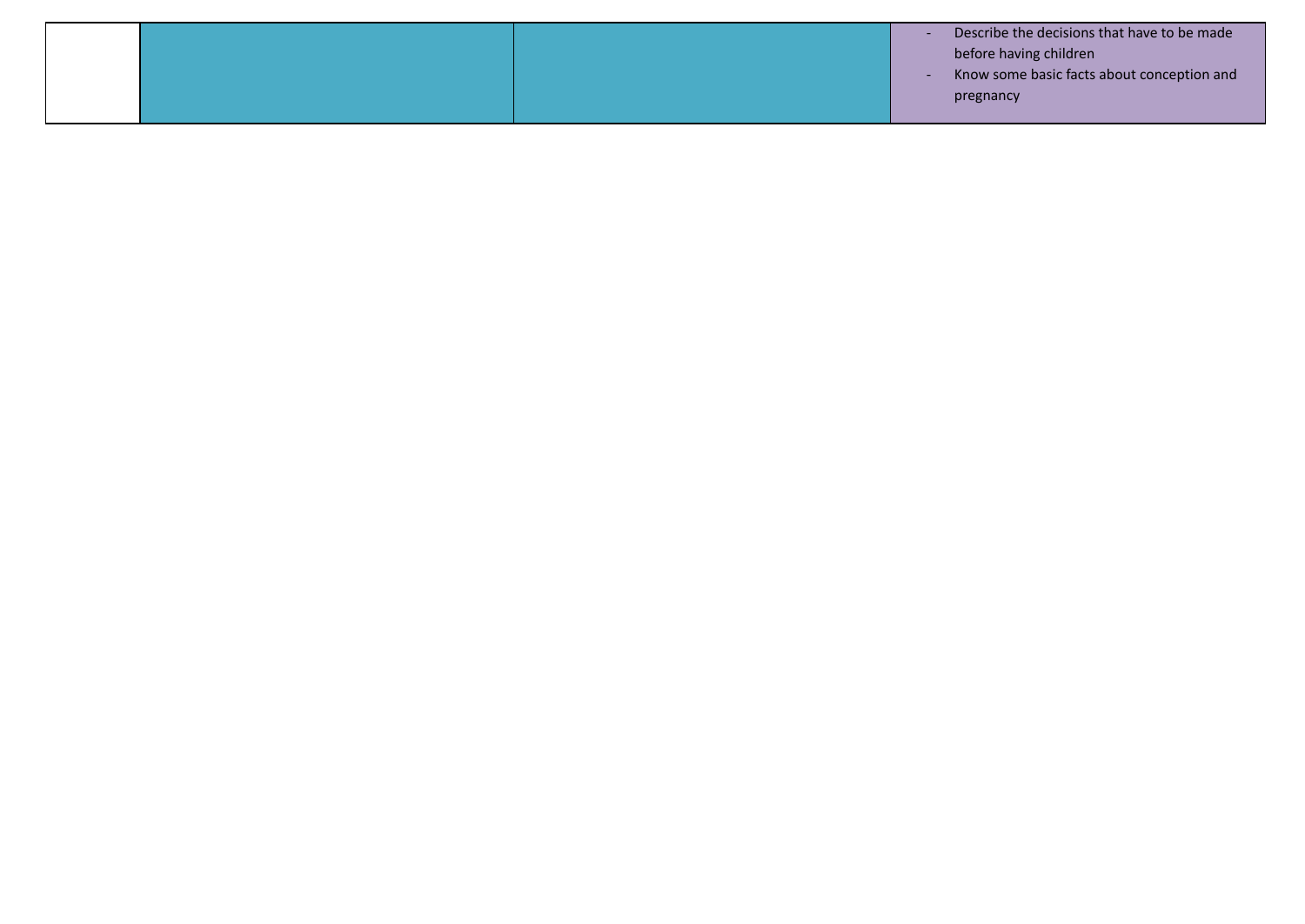| | | | |
|---|---|---|---|
| | | | - Describe the decisions that have to be made before having children<br>- Know some basic facts about conception and pregnancy |